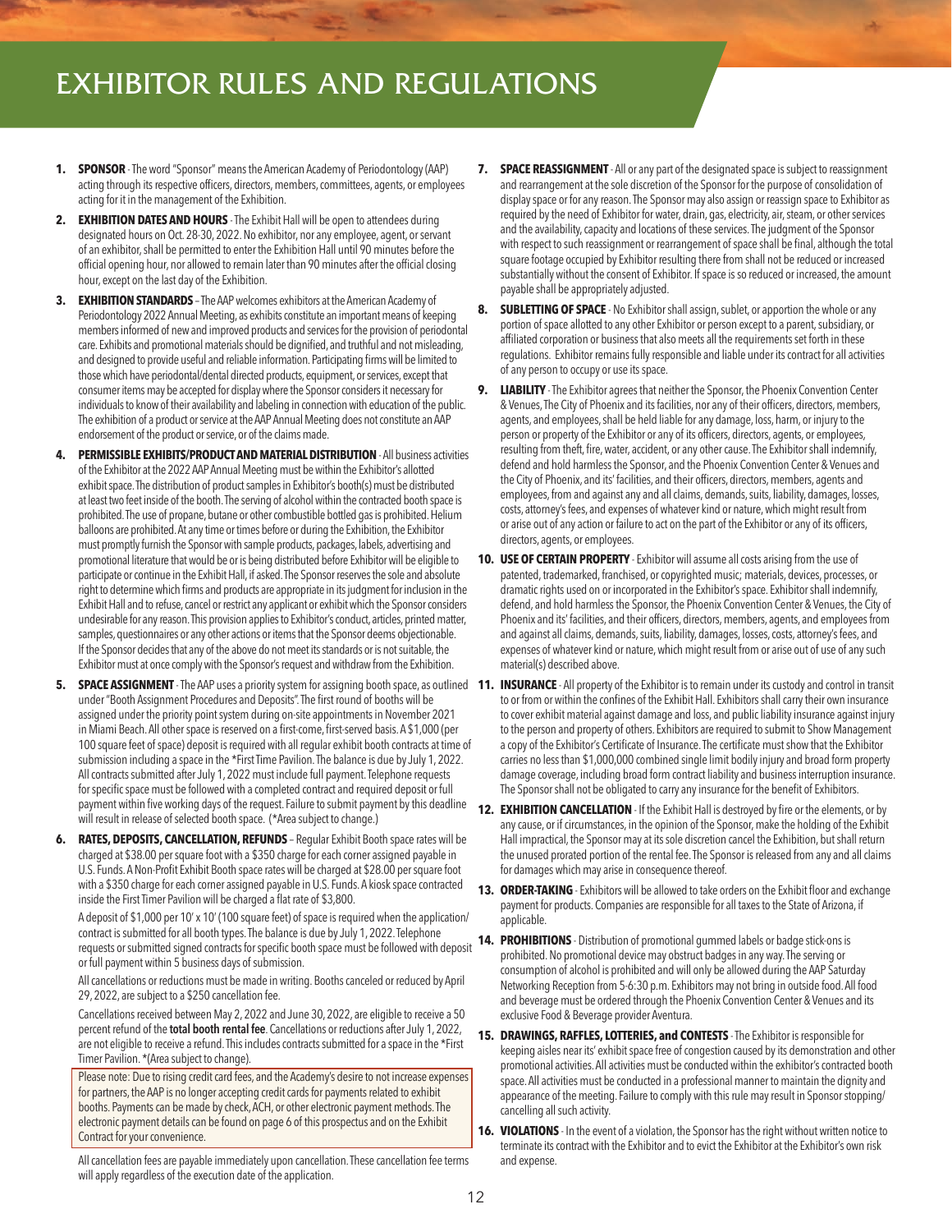# EXHIBITOR RULES AND REGULATIONS

1. **SPONSOR** - The word "Sponsor" means the American Academy of Periodontology (AAP) acting through its respective officers, directors, members, committees, agents, or employees acting for it in the management of the Exhibition.

2. **EXHIBITION DATES AND HOURS** - The Exhibit Hall will be open to attendees during designated hours on Oct. 28-30, 2022. No exhibitor, nor any employee, agent, or servant of an exhibitor, shall be permitted to enter the Exhibition Hall until 90 minutes before the official opening hour, nor allowed to remain later than 90 minutes after the official closing hour, except on the last day of the Exhibition.

3. **EXHIBITION STANDARDS** – The AAP welcomes exhibitors at the American Academy of Periodontology 2022 Annual Meeting, as exhibits constitute an important means of keeping members informed of new and improved products and services for the provision of periodontal care. Exhibits and promotional materials should be dignified, and truthful and not misleading, and designed to provide useful and reliable information. Participating firms will be limited to those which have periodontal/dental directed products, equipment, or services, except that consumer items may be accepted for display where the Sponsor considers it necessary for individuals to know of their availability and labeling in connection with education of the public. The exhibition of a product or service at the AAP Annual Meeting does not constitute an AAP endorsement of the product or service, or of the claims made.

4. **PERMISSIBLE EXHIBITS/PRODUCT AND MATERIAL DISTRIBUTION** - All business activities of the Exhibitor at the 2022 AAP Annual Meeting must be within the Exhibitor's allotted exhibit space. The distribution of product samples in Exhibitor's booth(s) must be distributed at least two feet inside of the booth. The serving of alcohol within the contracted booth space is prohibited. The use of propane, butane or other combustible bottled gas is prohibited. Helium balloons are prohibited. At any time or times before or during the Exhibition, the Exhibitor must promptly furnish the Sponsor with sample products, packages, labels, advertising and promotional literature that would be or is being distributed before Exhibitor will be eligible to participate or continue in the Exhibit Hall, if asked. The Sponsor reserves the sole and absolute right to determine which firms and products are appropriate in its judgment for inclusion in the Exhibit Hall and to refuse, cancel or restrict any applicant or exhibit which the Sponsor considers undesirable for any reason. This provision applies to Exhibitor's conduct, articles, printed matter, samples, questionnaires or any other actions or items that the Sponsor deems objectionable. If the Sponsor decides that any of the above do not meet its standards or is not suitable, the Exhibitor must at once comply with the Sponsor's request and withdraw from the Exhibition.

5. **SPACE ASSIGNMENT** - The AAP uses a priority system for assigning booth space, as outlined under "Booth Assignment Procedures and Deposits". The first round of booths will be assigned under the priority point system during on-site appointments in November 2021 in Miami Beach. All other space is reserved on a first-come, first-served basis. A $1,000 (per 100 square feet of space) deposit is required with all regular exhibit booth contracts at time of submission including a space in the *First Time Pavilion. The balance is due by July 1, 2022. All contracts submitted after July 1, 2022 must include full payment. Telephone requests for specific space must be followed with a completed contract and required deposit or full payment within five working days of the request. Failure to submit payment by this deadline will result in release of selected booth space. (*Area subject to change.)

6. **RATES, DEPOSITS, CANCELLATION, REFUNDS** – Regular Exhibit Booth space rates will be charged at $38.00 per square foot with a $350 charge for each corner assigned payable in U.S. Funds. A Non-Profit Exhibit Booth space rates will be charged at $28.00 per square foot with a $350 charge for each corner assigned payable in U.S. Funds. A kiosk space contracted inside the First Timer Pavilion will be charged a flat rate of $3,800.

   A deposit of $1,000 per 10' x 10' (100 square feet) of space is required when the application/contract is submitted for all booth types. The balance is due by July 1, 2022. Telephone requests or submitted signed contracts for specific booth space must be followed with deposit or full payment within 5 business days of submission.

   All cancellations or reductions must be made in writing. Booths canceled or reduced by April 29, 2022, are subject to a $250 cancellation fee.

   Cancellations received between May 2, 2022 and June 30, 2022, are eligible to receive a 50 percent refund of the **total booth rental fee**. Cancellations or reductions after July 1, 2022, are not eligible to receive a refund. This includes contracts submitted for a space in the *First Timer Pavilion. *(Area subject to change).

   Please note: Due to rising credit card fees, and the Academy's desire to not increase expenses for partners, the AAP is no longer accepting credit cards for payments related to exhibit booths. Payments can be made by check, ACH, or other electronic payment methods. The electronic payment details can be found on page 6 of this prospectus and on the Exhibit Contract for your convenience.

   All cancellation fees are payable immediately upon cancellation. These cancellation fee terms will apply regardless of the execution date of the application.

7. **SPACE REASSIGNMENT** - All or any part of the designated space is subject to reassignment and rearrangement at the sole discretion of the Sponsor for the purpose of consolidation of display space or for any reason. The Sponsor may also assign or reassign space to Exhibitor as required by the need of Exhibitor for water, drain, gas, electricity, air, steam, or other services and the availability, capacity and locations of these services. The judgment of the Sponsor with respect to such reassignment or rearrangement of space shall be final, although the total square footage occupied by Exhibitor resulting there from shall not be reduced or increased substantially without the consent of Exhibitor. If space is so reduced or increased, the amount payable shall be appropriately adjusted.

8. **SUBLETTING OF SPACE** - No Exhibitor shall assign, sublet, or apportion the whole or any portion of space allotted to any other Exhibitor or person except to a parent, subsidiary, or affiliated corporation or business that also meets all the requirements set forth in these regulations. Exhibitor remains fully responsible and liable under its contract for all activities of any person to occupy or use its space.

9. **LIABILITY** - The Exhibitor agrees that neither the Sponsor, the Phoenix Convention Center & Venues, The City of Phoenix and its facilities, nor any of their officers, directors, members, agents, and employees, shall be held liable for any damage, loss, harm, or injury to the person or property of the Exhibitor or any of its officers, directors, agents, or employees, resulting from theft, fire, water, accident, or any other cause. The Exhibitor shall indemnify, defend and hold harmless the Sponsor, and the Phoenix Convention Center & Venues and the City of Phoenix, and its' facilities, and their officers, directors, members, agents and employees, from and against any and all claims, demands, suits, liability, damages, losses, costs, attorney's fees, and expenses of whatever kind or nature, which might result from or arise out of any action or failure to act on the part of the Exhibitor or any of its officers, directors, agents, or employees.

10. **USE OF CERTAIN PROPERTY** - Exhibitor will assume all costs arising from the use of patented, trademarked, franchised, or copyrighted music; materials, devices, processes, or dramatic rights used on or incorporated in the Exhibitor's space. Exhibitor shall indemnify, defend, and hold harmless the Sponsor, the Phoenix Convention Center & Venues, the City of Phoenix and its' facilities, and their officers, directors, members, agents, and employees from and against all claims, demands, suits, liability, damages, losses, costs, attorney's fees, and expenses of whatever kind or nature, which might result from or arise out of use of any such material(s) described above.

11. **INSURANCE** - All property of the Exhibitor is to remain under its custody and control in transit to or from or within the confines of the Exhibit Hall. Exhibitors shall carry their own insurance to cover exhibit material against damage and loss, and public liability insurance against injury to the person and property of others. Exhibitors are required to submit to Show Management a copy of the Exhibitor's Certificate of Insurance. The certificate must show that the Exhibitor carries no less than $1,000,000 combined single limit bodily injury and broad form property damage coverage, including broad form contract liability and business interruption insurance. The Sponsor shall not be obligated to carry any insurance for the benefit of Exhibitors.

12. **EXHIBITION CANCELLATION** - If the Exhibit Hall is destroyed by fire or the elements, or by any cause, or if circumstances, in the opinion of the Sponsor, make the holding of the Exhibit Hall impractical, the Sponsor may at its sole discretion cancel the Exhibition, but shall return the unused prorated portion of the rental fee. The Sponsor is released from any and all claims for damages which may arise in consequence thereof.

13. **ORDER-TAKING** - Exhibitors will be allowed to take orders on the Exhibit floor and exchange payment for products. Companies are responsible for all taxes to the State of Arizona, if applicable.

14. **PROHIBITIONS** - Distribution of promotional gummed labels or badge stick-ons is prohibited. No promotional device may obstruct badges in any way. The serving or consumption of alcohol is prohibited and will only be allowed during the AAP Saturday Networking Reception from 5-6:30 p.m. Exhibitors may not bring in outside food. All food and beverage must be ordered through the Phoenix Convention Center & Venues and its exclusive Food & Beverage provider Aventura.

15. **DRAWINGS, RAFFLES, LOTTERIES, and CONTESTS** - The Exhibitor is responsible for keeping aisles near its' exhibit space free of congestion caused by its demonstration and other promotional activities. All activities must be conducted within the exhibitor's contracted booth space. All activities must be conducted in a professional manner to maintain the dignity and appearance of the meeting. Failure to comply with this rule may result in Sponsor stopping/cancelling all such activity.

16. **VIOLATIONS** - In the event of a violation, the Sponsor has the right without written notice to terminate its contract with the Exhibitor and to evict the Exhibitor at the Exhibitor's own risk and expense.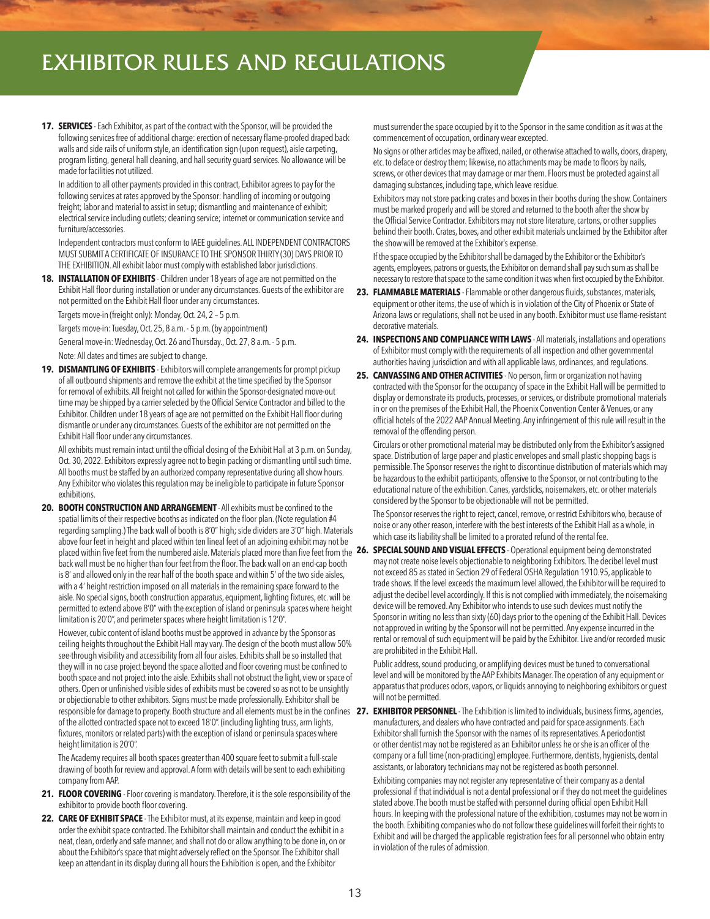# EXHIBITOR RULES AND REGULATIONS

**17. SERVICES** - Each Exhibitor, as part of the contract with the Sponsor, will be provided the following services free of additional charge: erection of necessary flame-proofed draped back walls and side rails of uniform style, an identification sign (upon request), aisle carpeting, program listing, general hall cleaning, and hall security guard services. No allowance will be made for facilities not utilized.

In addition to all other payments provided in this contract, Exhibitor agrees to pay for the following services at rates approved by the Sponsor: handling of incoming or outgoing freight; labor and material to assist in setup; dismantling and maintenance of exhibit; electrical service including outlets; cleaning service; internet or communication service and furniture/accessories.

Independent contractors must conform to IAEE guidelines. ALL INDEPENDENT CONTRACTORS MUST SUBMIT A CERTIFICATE OF INSURANCE TO THE SPONSOR THIRTY (30) DAYS PRIOR TO THE EXHIBITION. All exhibit labor must comply with established labor jurisdictions.

**18. INSTALLATION OF EXHIBITS** - Children under 18 years of age are not permitted on the Exhibit Hall floor during installation or under any circumstances. Guests of the exhibitor are not permitted on the Exhibit Hall floor under any circumstances.

Targets move-in (freight only): Monday, Oct. 24, 2 – 5 p.m.

Targets move-in: Tuesday, Oct. 25, 8 a.m. - 5 p.m. (by appointment)

General move-in: Wednesday, Oct. 26 and Thursday., Oct. 27, 8 a.m. - 5 p.m.

Note: All dates and times are subject to change.

**19. DISMANTLING OF EXHIBITS** - Exhibitors will complete arrangements for prompt pickup of all outbound shipments and remove the exhibit at the time specified by the Sponsor for removal of exhibits. All freight not called for within the Sponsor-designated move-out time may be shipped by a carrier selected by the Official Service Contractor and billed to the Exhibitor. Children under 18 years of age are not permitted on the Exhibit Hall floor during dismantle or under any circumstances. Guests of the exhibitor are not permitted on the Exhibit Hall floor under any circumstances.

All exhibits must remain intact until the official closing of the Exhibit Hall at 3 p.m. on Sunday, Oct. 30, 2022. Exhibitors expressly agree not to begin packing or dismantling until such time. All booths must be staffed by an authorized company representative during all show hours. Any Exhibitor who violates this regulation may be ineligible to participate in future Sponsor exhibitions.

**20. BOOTH CONSTRUCTION AND ARRANGEMENT** - All exhibits must be confined to the spatial limits of their respective booths as indicated on the floor plan. (Note regulation #4 regarding sampling.) The back wall of booth is 8'0" high; side dividers are 3'0" high. Materials above four feet in height and placed within ten lineal feet of an adjoining exhibit may not be placed within five feet from the numbered aisle. Materials placed more than five feet from the back wall must be no higher than four feet from the floor. The back wall on an end-cap booth is 8' and allowed only in the rear half of the booth space and within 5' of the two side aisles, with a 4' height restriction imposed on all materials in the remaining space forward to the aisle. No special signs, booth construction apparatus, equipment, lighting fixtures, etc. will be permitted to extend above 8'0" with the exception of island or peninsula spaces where height limitation is 20'0", and perimeter spaces where height limitation is 12'0".

However, cubic content of island booths must be approved in advance by the Sponsor as ceiling heights throughout the Exhibit Hall may vary. The design of the booth must allow 50% see-through visibility and accessibility from all four aisles. Exhibits shall be so installed that they will in no case project beyond the space allotted and floor covering must be confined to booth space and not project into the aisle. Exhibits shall not obstruct the light, view or space of others. Open or unfinished visible sides of exhibits must be covered so as not to be unsightly or objectionable to other exhibitors. Signs must be made professionally. Exhibitor shall be responsible for damage to property. Booth structure and all elements must be in the confines of the allotted contracted space not to exceed 18'0". (including lighting truss, arm lights, fixtures, monitors or related parts) with the exception of island or peninsula spaces where height limitation is 20'0".

The Academy requires all booth spaces greater than 400 square feet to submit a full-scale drawing of booth for review and approval. A form with details will be sent to each exhibiting company from AAP.

**21. FLOOR COVERING** - Floor covering is mandatory. Therefore, it is the sole responsibility of the exhibitor to provide booth floor covering.

**22. CARE OF EXHIBIT SPACE** - The Exhibitor must, at its expense, maintain and keep in good order the exhibit space contracted. The Exhibitor shall maintain and conduct the exhibit in a neat, clean, orderly and safe manner, and shall not do or allow anything to be done in, on or about the Exhibitor's space that might adversely reflect on the Sponsor. The Exhibitor shall keep an attendant in its display during all hours the Exhibition is open, and the Exhibitor must surrender the space occupied by it to the Sponsor in the same condition as it was at the commencement of occupation, ordinary wear excepted.

No signs or other articles may be affixed, nailed, or otherwise attached to walls, doors, drapery, etc. to deface or destroy them; likewise, no attachments may be made to floors by nails, screws, or other devices that may damage or mar them. Floors must be protected against all damaging substances, including tape, which leave residue.

Exhibitors may not store packing crates and boxes in their booths during the show. Containers must be marked properly and will be stored and returned to the booth after the show by the Official Service Contractor. Exhibitors may not store literature, cartons, or other supplies behind their booth. Crates, boxes, and other exhibit materials unclaimed by the Exhibitor after the show will be removed at the Exhibitor's expense.

If the space occupied by the Exhibitor shall be damaged by the Exhibitor or the Exhibitor's agents, employees, patrons or guests, the Exhibitor on demand shall pay such sum as shall be necessary to restore that space to the same condition it was when first occupied by the Exhibitor.

**23. FLAMMABLE MATERIALS** - Flammable or other dangerous fluids, substances, materials, equipment or other items, the use of which is in violation of the City of Phoenix or State of Arizona laws or regulations, shall not be used in any booth. Exhibitor must use flame-resistant decorative materials.

**24. INSPECTIONS AND COMPLIANCE WITH LAWS** - All materials, installations and operations of Exhibitor must comply with the requirements of all inspection and other governmental authorities having jurisdiction and with all applicable laws, ordinances, and regulations.

**25. CANVASSING AND OTHER ACTIVITIES** - No person, firm or organization not having contracted with the Sponsor for the occupancy of space in the Exhibit Hall will be permitted to display or demonstrate its products, processes, or services, or distribute promotional materials in or on the premises of the Exhibit Hall, the Phoenix Convention Center & Venues, or any official hotels of the 2022 AAP Annual Meeting. Any infringement of this rule will result in the removal of the offending person.

Circulars or other promotional material may be distributed only from the Exhibitor's assigned space. Distribution of large paper and plastic envelopes and small plastic shopping bags is permissible. The Sponsor reserves the right to discontinue distribution of materials which may be hazardous to the exhibit participants, offensive to the Sponsor, or not contributing to the educational nature of the exhibition. Canes, yardsticks, noisemakers, etc. or other materials considered by the Sponsor to be objectionable will not be permitted.

The Sponsor reserves the right to reject, cancel, remove, or restrict Exhibitors who, because of noise or any other reason, interfere with the best interests of the Exhibit Hall as a whole, in which case its liability shall be limited to a prorated refund of the rental fee.

**26. SPECIAL SOUND AND VISUAL EFFECTS** - Operational equipment being demonstrated may not create noise levels objectionable to neighboring Exhibitors. The decibel level must not exceed 85 as stated in Section 29 of Federal OSHA Regulation 1910.95, applicable to trade shows. If the level exceeds the maximum level allowed, the Exhibitor will be required to adjust the decibel level accordingly. If this is not complied with immediately, the noisemaking device will be removed. Any Exhibitor who intends to use such devices must notify the Sponsor in writing no less than sixty (60) days prior to the opening of the Exhibit Hall. Devices not approved in writing by the Sponsor will not be permitted. Any expense incurred in the rental or removal of such equipment will be paid by the Exhibitor. Live and/or recorded music are prohibited in the Exhibit Hall.

Public address, sound producing, or amplifying devices must be tuned to conversational level and will be monitored by the AAP Exhibits Manager. The operation of any equipment or apparatus that produces odors, vapors, or liquids annoying to neighboring exhibitors or guest will not be permitted.

**27. EXHIBITOR PERSONNEL** - The Exhibition is limited to individuals, business firms, agencies, manufacturers, and dealers who have contracted and paid for space assignments. Each Exhibitor shall furnish the Sponsor with the names of its representatives. A periodontist or other dentist may not be registered as an Exhibitor unless he or she is an officer of the company or a full time (non-practicing) employee. Furthermore, dentists, hygienists, dental assistants, or laboratory technicians may not be registered as booth personnel.

Exhibiting companies may not register any representative of their company as a dental professional if that individual is not a dental professional or if they do not meet the guidelines stated above. The booth must be staffed with personnel during official open Exhibit Hall hours. In keeping with the professional nature of the exhibition, costumes may not be worn in the booth. Exhibiting companies who do not follow these guidelines will forfeit their rights to Exhibit and will be charged the applicable registration fees for all personnel who obtain entry in violation of the rules of admission.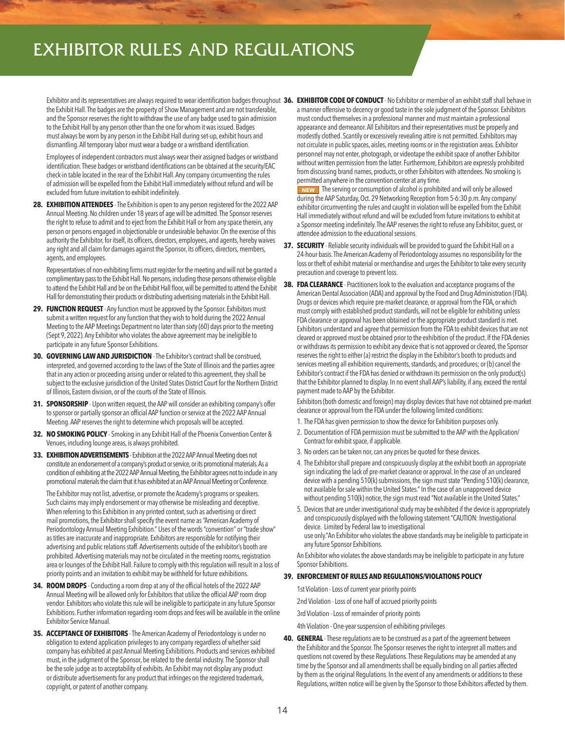# EXHIBITOR RULES AND REGULATIONS

Exhibitor and its representatives are always required to wear identification badges throughout the Exhibit Hall. The badges are the property of Show Management and are not transferable, and the Sponsor reserves the right to withdraw the use of any badge used to gain admission to the Exhibit Hall by any person other than the one for whom it was issued. Badges must always be worn by any person in the Exhibit Hall during set-up, exhibit hours and dismantling. All temporary labor must wear a badge or a wristband identification.

Employees of independent contractors must always wear their assigned badges or wristband identification. These badges or wristband identifications can be obtained at the security/EAC check-in table located in the rear of the Exhibit Hall. Any company circumventing the rules of admission will be expelled from the Exhibit Hall immediately without refund and will be excluded from future invitation to exhibit indefinitely.

**28. EXHIBITION ATTENDEES** - The Exhibition is open to any person registered for the 2022 AAP Annual Meeting. No children under 18 years of age will be admitted. The Sponsor reserves the right to refuse to admit and to eject from the Exhibit Hall or from any space therein, any person or persons engaged in objectionable or undesirable behavior. On the exercise of this authority the Exhibitor, for itself, its officers, directors, employees, and agents, hereby waives any right and all claim for damages against the Sponsor, its officers, directors, members, agents, and employees.

Representatives of non-exhibiting firms must register for the meeting and will not be granted a complimentary pass to the Exhibit Hall. No persons, including those persons otherwise eligible to attend the Exhibit Hall and be on the Exhibit Hall floor, will be permitted to attend the Exhibit Hall for demonstrating their products or distributing advertising materials in the Exhibit Hall.

**29. FUNCTION REQUEST** - Any function must be approved by the Sponsor. Exhibitors must submit a written request for any function that they wish to hold during the 2022 Annual Meeting to the AAP Meetings Department no later than sixty (60) days prior to the meeting (Sept 9, 2022). Any Exhibitor who violates the above agreement may be ineligible to participate in any future Sponsor Exhibitions.

**30. GOVERNING LAW AND JURISDICTION** - The Exhibitor's contract shall be construed, interpreted, and governed according to the laws of the State of Illinois and the parties agree that in any action or proceeding arising under or related to this agreement, they shall be subject to the exclusive jurisdiction of the United States District Court for the Northern District of Illinois, Eastern division, or of the courts of the State of Illinois.

**31. SPONSORSHIP** - Upon written request, the AAP will consider an exhibiting company's offer to sponsor or partially sponsor an official AAP function or service at the 2022 AAP Annual Meeting. AAP reserves the right to determine which proposals will be accepted.

**32. NO SMOKING POLICY** - Smoking in any Exhibit Hall of the Phoenix Convention Center & Venues, including lounge areas, is always prohibited.

**33. EXHIBITION ADVERTISEMENTS** - Exhibition at the 2022 AAP Annual Meeting does not constitute an endorsement of a company's product or service, or its promotional materials. As a condition of exhibiting at the 2022 AAP Annual Meeting, the Exhibitor agrees not to include in any promotional materials the claim that it has exhibited at an AAP Annual Meeting or Conference.

The Exhibitor may not list, advertise, or promote the Academy's programs or speakers. Such claims may imply endorsement or may otherwise be misleading and deceptive. When referring to this Exhibition in any printed context, such as advertising or direct mail promotions, the Exhibitor shall specify the event name as "American Academy of Periodontology Annual Meeting Exhibition." Uses of the words "convention" or "trade show" as titles are inaccurate and inappropriate. Exhibitors are responsible for notifying their advertising and public relations staff. Advertisements outside of the exhibitor's booth are prohibited. Advertising materials may not be circulated in the meeting rooms, registration area or lounges of the Exhibit Hall. Failure to comply with this regulation will result in a loss of priority points and an invitation to exhibit may be withheld for future exhibitions.

**34. ROOM DROPS** - Conducting a room drop at any of the official hotels of the 2022 AAP Annual Meeting will be allowed only for Exhibitors that utilize the official AAP room drop vendor. Exhibitors who violate this rule will be ineligible to participate in any future Sponsor Exhibitions. Further information regarding room drops and fees will be available in the online Exhibitor Service Manual.

**35. ACCEPTANCE OF EXHIBITORS** - The American Academy of Periodontology is under no obligation to extend application privileges to any company regardless of whether said company has exhibited at past Annual Meeting Exhibitions. Products and services exhibited must, in the judgment of the Sponsor, be related to the dental industry. The Sponsor shall be the sole judge as to acceptability of exhibits. An Exhibit may not display any product or distribute advertisements for any product that infringes on the registered trademark, copyright, or patent of another company.

**36. EXHIBITOR CODE OF CONDUCT** - No Exhibitor or member of an exhibit staff shall behave in a manner offensive to decency or good taste in the sole judgment of the Sponsor. Exhibitors must conduct themselves in a professional manner and must maintain a professional appearance and demeanor. All Exhibitors and their representatives must be properly and modestly clothed. Scantily or excessively revealing attire is not permitted. Exhibitors may not circulate in public spaces, aisles, meeting rooms or in the registration areas. Exhibitor personnel may not enter, photograph, or videotape the exhibit space of another Exhibitor without written permission from the latter. Furthermore, Exhibitors are expressly prohibited from discussing brand names, products, or other Exhibitors with attendees. No smoking is permitted anywhere in the convention center at any time.

**NEW** The serving or consumption of alcohol is prohibited and will only be allowed during the AAP Saturday, Oct. 29 Networking Reception from 5-6:30 p.m. Any company/exhibitor circumventing the rules and caught in violation will be expelled from the Exhibit Hall immediately without refund and will be excluded from future invitations to exhibit at a Sponsor meeting indefinitely. The AAP reserves the right to refuse any Exhibitor, guest, or attendee admission to the educational sessions.

**37. SECURITY** - Reliable security individuals will be provided to guard the Exhibit Hall on a 24-hour basis. The American Academy of Periodontology assumes no responsibility for the loss or theft of exhibit material or merchandise and urges the Exhibitor to take every security precaution and coverage to prevent loss.

**38. FDA CLEARANCE** - Practitioners look to the evaluation and acceptance programs of the American Dental Association (ADA) and approval by the Food and Drug Administration (FDA). Drugs or devices which require pre-market clearance, or approval from the FDA, or which must comply with established product standards, will not be eligible for exhibiting unless FDA clearance or approval has been obtained or the appropriate product standard is met. Exhibitors understand and agree that permission from the FDA to exhibit devices that are not cleared or approved must be obtained prior to the exhibition of the product. If the FDA denies or withdraws its permission to exhibit any device that is not approved or cleared, the Sponsor reserves the right to either (a) restrict the display in the Exhibitor's booth to products and services meeting all exhibition requirements, standards, and procedures; or (b) cancel the Exhibitor's contract if the FDA has denied or withdrawn its permission on the only product(s) that the Exhibitor planned to display. In no event shall AAP's liability, if any, exceed the rental payment made to AAP by the Exhibitor.

Exhibitors (both domestic and foreign) may display devices that have not obtained pre-market clearance or approval from the FDA under the following limited conditions:

1. The FDA has given permission to show the device for Exhibition purposes only.
2. Documentation of FDA permission must be submitted to the AAP with the Application/Contract for exhibit space, if applicable.
3. No orders can be taken nor, can any prices be quoted for these devices.
4. The Exhibitor shall prepare and conspicuously display at the exhibit booth an appropriate sign indicating the lack of pre-market clearance or approval. In the case of an uncleared device with a pending 510(k) submissions, the sign must state "Pending 510(k) clearance, not available for sale within the United States." In the case of an unapproved device without pending 510(k) notice, the sign must read "Not available in the United States."
5. Devices that are under investigational study may be exhibited if the device is appropriately and conspicuously displayed with the following statement "CAUTION: Investigational device. Limited by Federal law to investigational use only."An Exhibitor who violates the above standards may be ineligible to participate in any future Sponsor Exhibitions.

An Exhibitor who violates the above standards may be ineligible to participate in any future Sponsor Exhibitions.

**39. ENFORCEMENT OF RULES AND REGULATIONS/VIOLATIONS POLICY**

1st Violation - Loss of current year priority points

2nd Violation - Loss of one half of accrued priority points

3rd Violation - Loss of remainder of priority points

4th Violation - One-year suspension of exhibiting privileges

**40. GENERAL** - These regulations are to be construed as a part of the agreement between the Exhibitor and the Sponsor. The Sponsor reserves the right to interpret all matters and questions not covered by these Regulations. These Regulations may be amended at any time by the Sponsor and all amendments shall be equally binding on all parties affected by them as the original Regulations. In the event of any amendments or additions to these Regulations, written notice will be given by the Sponsor to those Exhibitors affected by them.